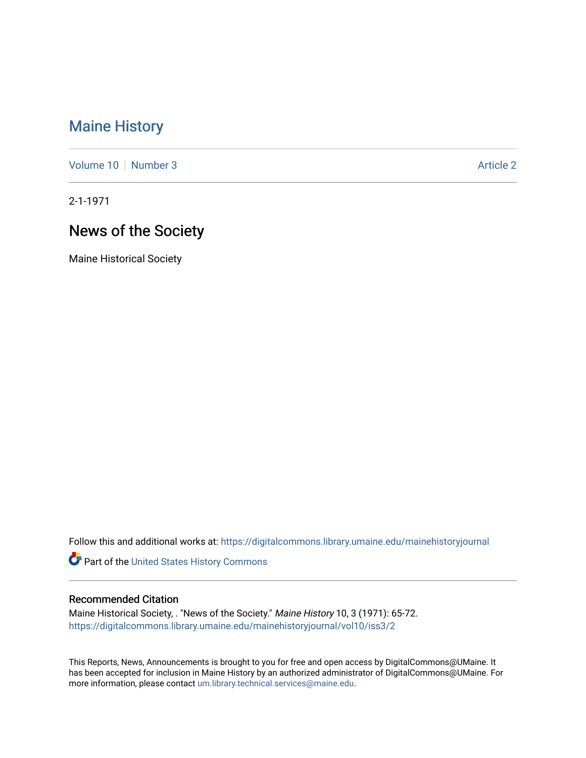# Maine History

Volume 10 | Number 3 | Article 2

2-1-1971

## News of the Society

Maine Historical Society

Follow this and additional works at: https://digitalcommons.library.umaine.edu/mainehistoryjournal

Part of the United States History Commons

### Recommended Citation

Maine Historical Society, . "News of the Society." *Maine History* 10, 3 (1971): 65-72.
https://digitalcommons.library.umaine.edu/mainehistoryjournal/vol10/iss3/2

This Reports, News, Announcements is brought to you for free and open access by DigitalCommons@UMaine. It has been accepted for inclusion in Maine History by an authorized administrator of DigitalCommons@UMaine. For more information, please contact um.library.technical.services@maine.edu.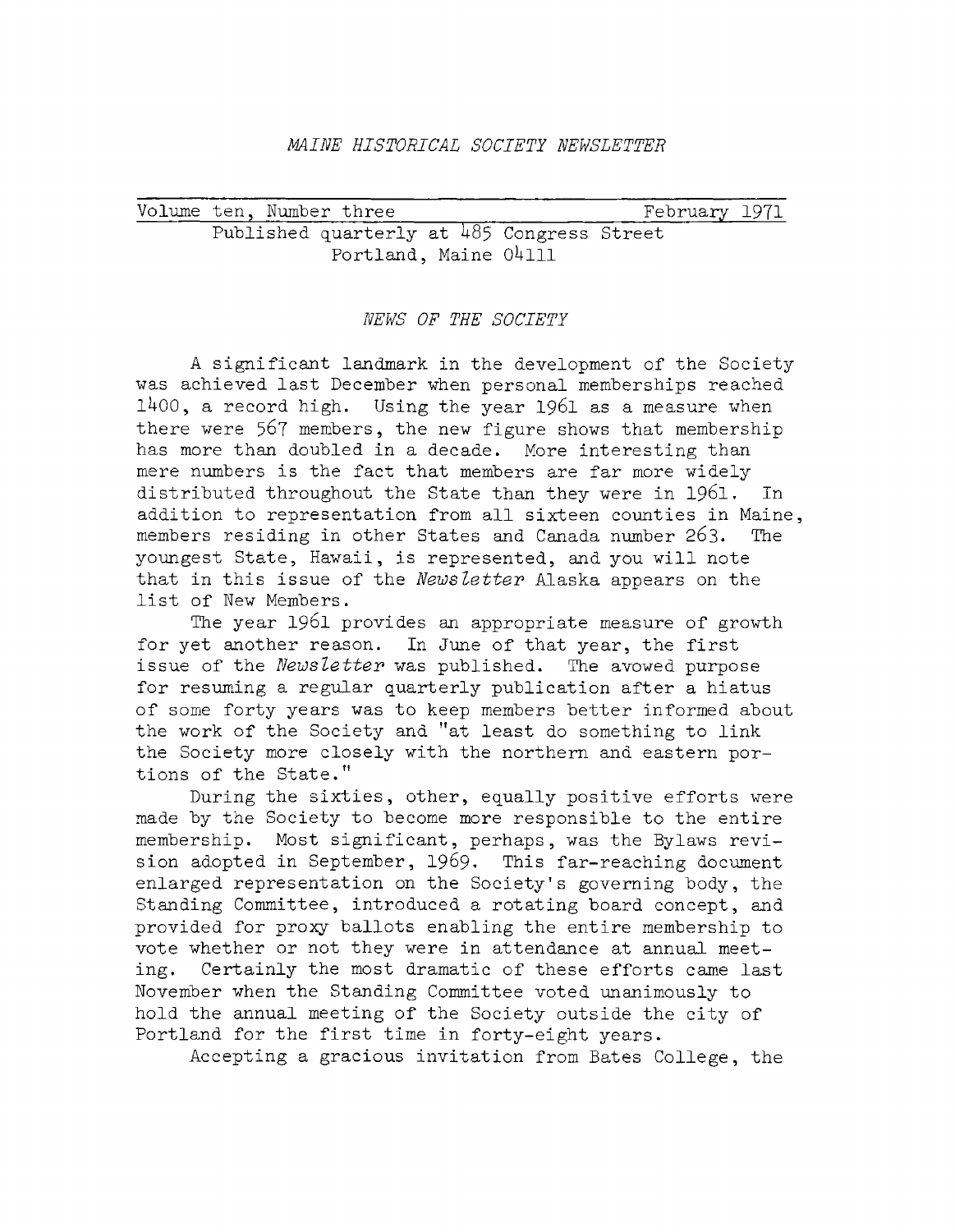*MAINE HISTORICAL SOCIETY NEWSLETTER*

Volume ten, Number three — February 1971

Published quarterly at 485 Congress Street
Portland, Maine 04111

## *NEWS OF THE SOCIETY*

A significant landmark in the development of the Society was achieved last December when personal memberships reached 1400, a record high. Using the year 1961 as a measure when there were 567 members, the new figure shows that membership has more than doubled in a decade. More interesting than mere numbers is the fact that members are far more widely distributed throughout the State than they were in 1961. In addition to representation from all sixteen counties in Maine, members residing in other States and Canada number 263. The youngest State, Hawaii, is represented, and you will note that in this issue of the *Newsletter* Alaska appears on the list of New Members.

The year 1961 provides an appropriate measure of growth for yet another reason. In June of that year, the first issue of the *Newsletter* was published. The avowed purpose for resuming a regular quarterly publication after a hiatus of some forty years was to keep members better informed about the work of the Society and "at least do something to link the Society more closely with the northern and eastern portions of the State."

During the sixties, other, equally positive efforts were made by the Society to become more responsible to the entire membership. Most significant, perhaps, was the Bylaws revision adopted in September, 1969. This far-reaching document enlarged representation on the Society's governing body, the Standing Committee, introduced a rotating board concept, and provided for proxy ballots enabling the entire membership to vote whether or not they were in attendance at annual meeting. Certainly the most dramatic of these efforts came last November when the Standing Committee voted unanimously to hold the annual meeting of the Society outside the city of Portland for the first time in forty-eight years.

Accepting a gracious invitation from Bates College, the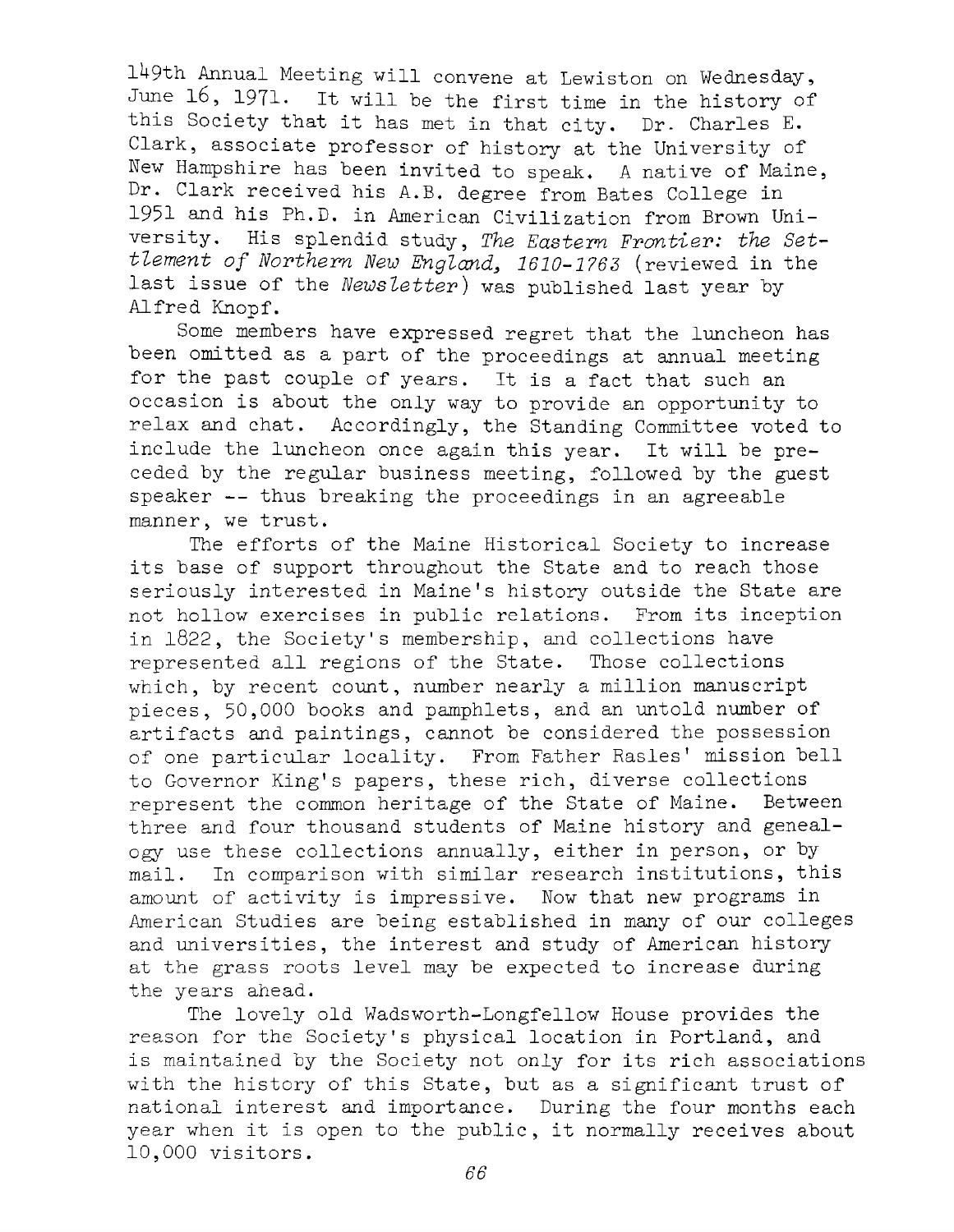149th Annual Meeting will convene at Lewiston on Wednesday, June 16, 1971. It will be the first time in the history of this Society that it has met in that city. Dr. Charles E. Clark, associate professor of history at the University of New Hampshire has been invited to speak. A native of Maine, Dr. Clark received his A.B. degree from Bates College in 1951 and his Ph.D. in American Civilization from Brown University. His splendid study, *The Eastern Frontier: the Settlement of Northern New England, 1610-1763* (reviewed in the last issue of the *Newsletter*) was published last year by Alfred Knopf.

Some members have expressed regret that the luncheon has been omitted as a part of the proceedings at annual meeting for the past couple of years. It is a fact that such an occasion is about the only way to provide an opportunity to relax and chat. Accordingly, the Standing Committee voted to include the luncheon once again this year. It will be preceded by the regular business meeting, followed by the guest speaker -- thus breaking the proceedings in an agreeable manner, we trust.

The efforts of the Maine Historical Society to increase its base of support throughout the State and to reach those seriously interested in Maine's history outside the State are not hollow exercises in public relations. From its inception in 1822, the Society's membership, and collections have represented all regions of the State. Those collections which, by recent count, number nearly a million manuscript pieces, 50,000 books and pamphlets, and an untold number of artifacts and paintings, cannot be considered the possession of one particular locality. From Father Rasles' mission bell to Governor King's papers, these rich, diverse collections represent the common heritage of the State of Maine. Between three and four thousand students of Maine history and genealogy use these collections annually, either in person, or by mail. In comparison with similar research institutions, this amount of activity is impressive. Now that new programs in American Studies are being established in many of our colleges and universities, the interest and study of American history at the grass roots level may be expected to increase during the years ahead.

The lovely old Wadsworth-Longfellow House provides the reason for the Society's physical location in Portland, and is maintained by the Society not only for its rich associations with the history of this State, but as a significant trust of national interest and importance. During the four months each year when it is open to the public, it normally receives about 10,000 visitors.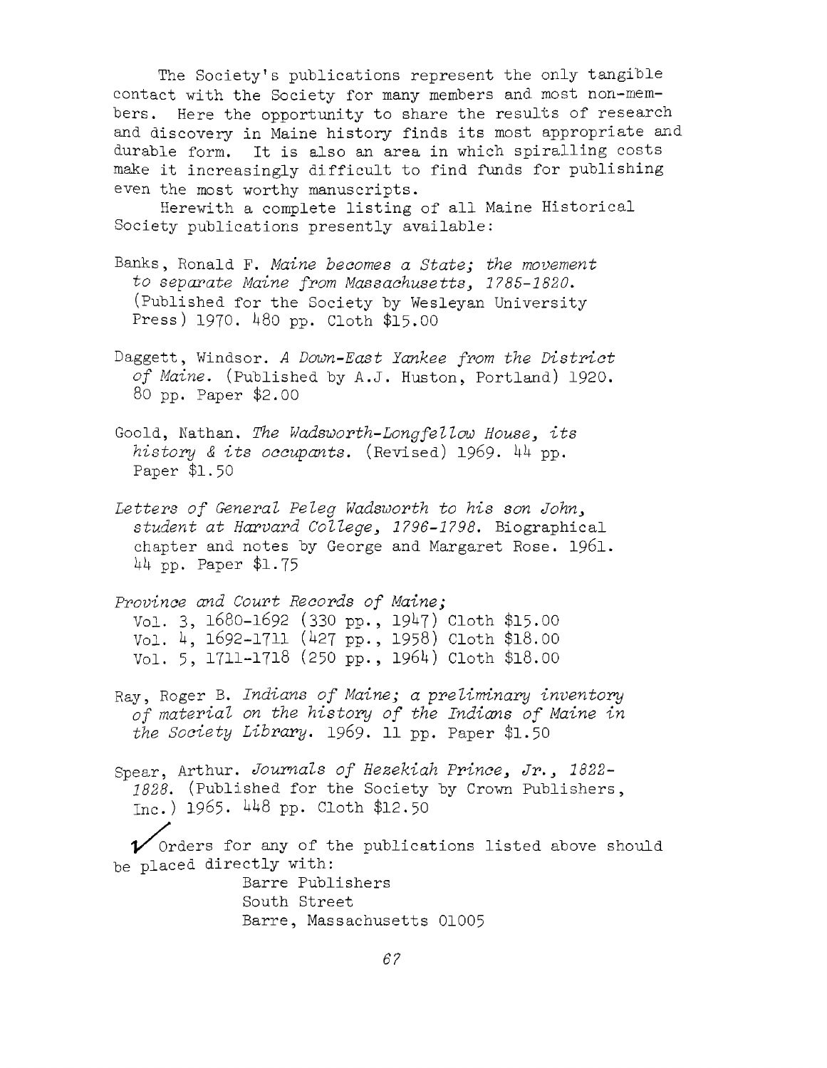The Society's publications represent the only tangible contact with the Society for many members and most non-members. Here the opportunity to share the results of research and discovery in Maine history finds its most appropriate and durable form. It is also an area in which spiralling costs make it increasingly difficult to find funds for publishing even the most worthy manuscripts.

Herewith a complete listing of all Maine Historical Society publications presently available:

Banks, Ronald F. *Maine becomes a State; the movement to separate Maine from Massachusetts, 1785-1820.* (Published for the Society by Wesleyan University Press) 1970. 480 pp. Cloth $15.00

Daggett, Windsor. *A Down-East Yankee from the District of Maine.* (Published by A.J. Huston, Portland) 1920. 80 pp. Paper $2.00

Goold, Nathan. *The Wadsworth-Longfellow House, its history & its occupants.* (Revised) 1969. 44 pp. Paper $1.50

*Letters of General Peleg Wadsworth to his son John, student at Harvard College, 1796-1798.* Biographical chapter and notes by George and Margaret Rose. 1961. 44 pp. Paper $1.75

*Province and Court Records of Maine;*
Vol. 3, 1680-1692 (330 pp., 1947) Cloth $15.00
Vol. 4, 1692-1711 (427 pp., 1958) Cloth $18.00
Vol. 5, 1711-1718 (250 pp., 1964) Cloth $18.00

Ray, Roger B. *Indians of Maine; a preliminary inventory of material on the history of the Indians of Maine in the Society Library.* 1969. 11 pp. Paper $1.50

Spear, Arthur. *Journals of Hezekiah Prince, Jr., 1822-1828.* (Published for the Society by Crown Publishers, Inc.) 1965. 448 pp. Cloth $12.50

✓ Orders for any of the publications listed above should be placed directly with:

Barre Publishers
South Street
Barre, Massachusetts 01005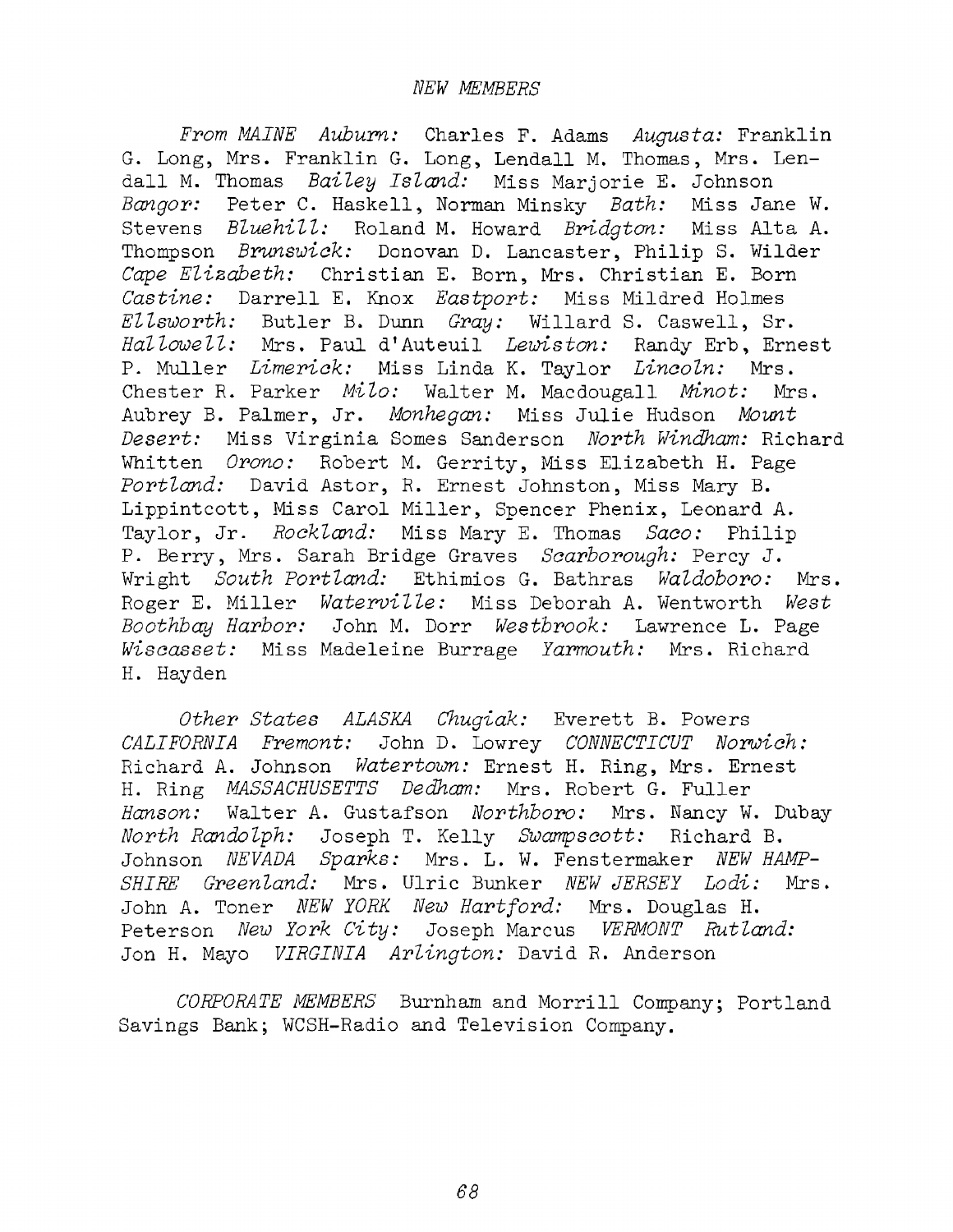## *NEW MEMBERS*

*From MAINE Auburn:* Charles F. Adams *Augusta:* Franklin G. Long, Mrs. Franklin G. Long, Lendall M. Thomas, Mrs. Lendall M. Thomas *Bailey Island:* Miss Marjorie E. Johnson *Bangor:* Peter C. Haskell, Norman Minsky *Bath:* Miss Jane W. Stevens *Bluehill:* Roland M. Howard *Bridgton:* Miss Alta A. Thompson *Brunswick:* Donovan D. Lancaster, Philip S. Wilder *Cape Elizabeth:* Christian E. Born, Mrs. Christian E. Born *Castine:* Darrell E. Knox *Eastport:* Miss Mildred Holmes *Ellsworth:* Butler B. Dunn *Gray:* Willard S. Caswell, Sr. *Hallowell:* Mrs. Paul d'Auteuil *Lewiston:* Randy Erb, Ernest P. Muller *Limerick:* Miss Linda K. Taylor *Lincoln:* Mrs. Chester R. Parker *Milo:* Walter M. Macdougall *Minot:* Mrs. Aubrey B. Palmer, Jr. *Monhegan:* Miss Julie Hudson *Mount Desert:* Miss Virginia Somes Sanderson *North Windham:* Richard Whitten *Orono:* Robert M. Gerrity, Miss Elizabeth H. Page *Portland:* David Astor, R. Ernest Johnston, Miss Mary B. Lippintcott, Miss Carol Miller, Spencer Phenix, Leonard A. Taylor, Jr. *Rockland:* Miss Mary E. Thomas *Saco:* Philip P. Berry, Mrs. Sarah Bridge Graves *Scarborough:* Percy J. Wright *South Portland:* Ethimios G. Bathras *Waldoboro:* Mrs. Roger E. Miller *Waterville:* Miss Deborah A. Wentworth *West Boothbay Harbor:* John M. Dorr *Westbrook:* Lawrence L. Page *Wiscasset:* Miss Madeleine Burrage *Yarmouth:* Mrs. Richard H. Hayden

*Other States ALASKA Chugiak:* Everett B. Powers *CALIFORNIA Fremont:* John D. Lowrey *CONNECTICUT Norwich:* Richard A. Johnson *Watertown:* Ernest H. Ring, Mrs. Ernest H. Ring *MASSACHUSETTS Dedham:* Mrs. Robert G. Fuller *Hanson:* Walter A. Gustafson *Northboro:* Mrs. Nancy W. Dubay *North Randolph:* Joseph T. Kelly *Swampscott:* Richard B. Johnson *NEVADA Sparks:* Mrs. L. W. Fenstermaker *NEW HAMPSHIRE Greenland:* Mrs. Ulric Bunker *NEW JERSEY Lodi:* Mrs. John A. Toner *NEW YORK New Hartford:* Mrs. Douglas H. Peterson *New York City:* Joseph Marcus *VERMONT Rutland:* Jon H. Mayo *VIRGINIA Arlington:* David R. Anderson

*CORPORATE MEMBERS* Burnham and Morrill Company; Portland Savings Bank; WCSH-Radio and Television Company.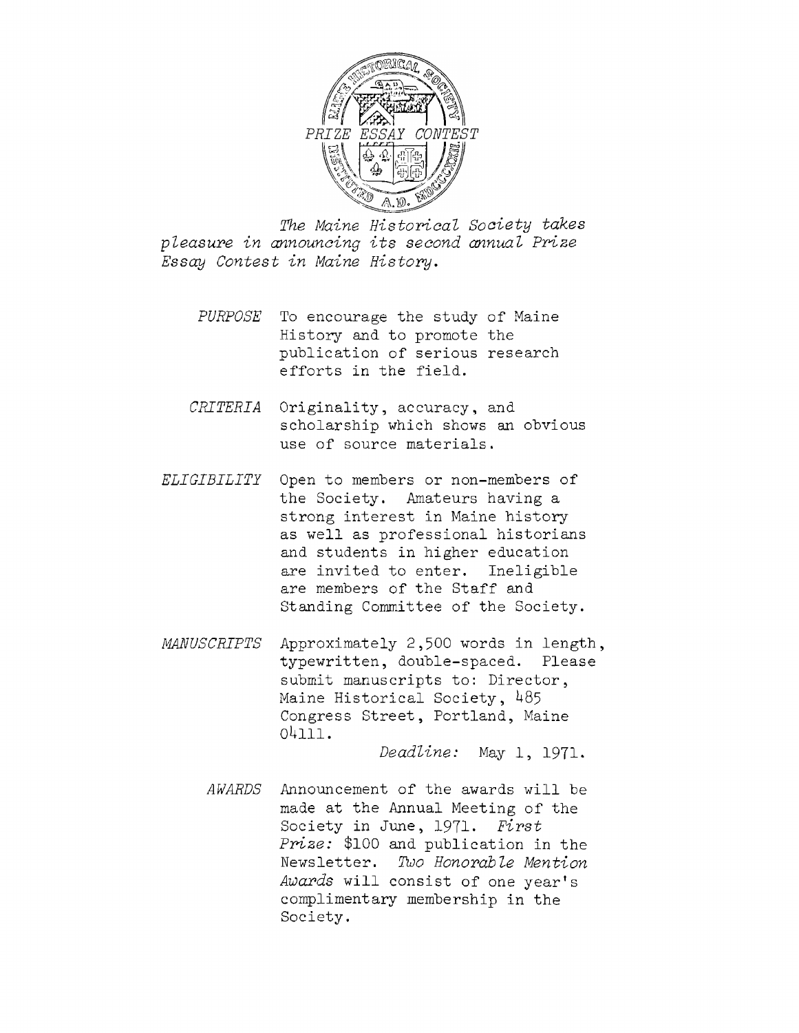PRIZE ESSAY CONTEST

*The Maine Historical Society takes pleasure in announcing its second annual Prize Essay Contest in Maine History.*

*PURPOSE* To encourage the study of Maine History and to promote the publication of serious research efforts in the field.

*CRITERIA* Originality, accuracy, and scholarship which shows an obvious use of source materials.

*ELIGIBILITY* Open to members or non-members of the Society. Amateurs having a strong interest in Maine history as well as professional historians and students in higher education are invited to enter. Ineligible are members of the Staff and Standing Committee of the Society.

*MANUSCRIPTS* Approximately 2,500 words in length, typewritten, double-spaced. Please submit manuscripts to: Director, Maine Historical Society, 485 Congress Street, Portland, Maine 04111.

*Deadline:* May 1, 1971.

*AWARDS* Announcement of the awards will be made at the Annual Meeting of the Society in June, 1971. *First Prize:* $100 and publication in the Newsletter. *Two Honorable Mention Awards* will consist of one year's complimentary membership in the Society.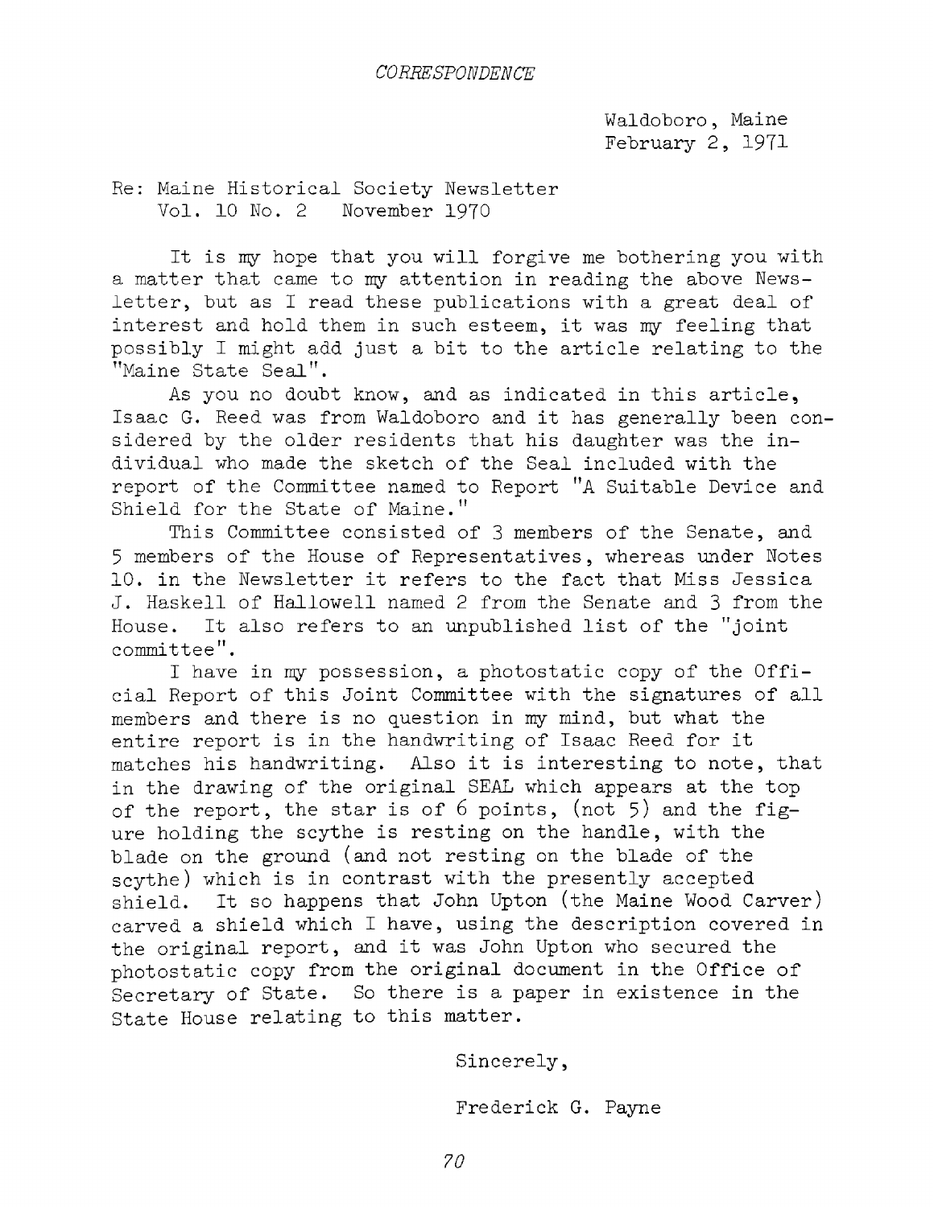*CORRESPONDENCE*

Waldoboro, Maine
February 2, 1971

Re: Maine Historical Society Newsletter
Vol. 10 No. 2 November 1970

It is my hope that you will forgive me bothering you with a matter that came to my attention in reading the above Newsletter, but as I read these publications with a great deal of interest and hold them in such esteem, it was my feeling that possibly I might add just a bit to the article relating to the "Maine State Seal".

As you no doubt know, and as indicated in this article, Isaac G. Reed was from Waldoboro and it has generally been considered by the older residents that his daughter was the individual who made the sketch of the Seal included with the report of the Committee named to Report "A Suitable Device and Shield for the State of Maine."

This Committee consisted of 3 members of the Senate, and 5 members of the House of Representatives, whereas under Notes 10. in the Newsletter it refers to the fact that Miss Jessica J. Haskell of Hallowell named 2 from the Senate and 3 from the House. It also refers to an unpublished list of the "joint committee".

I have in my possession, a photostatic copy of the Official Report of this Joint Committee with the signatures of all members and there is no question in my mind, but what the entire report is in the handwriting of Isaac Reed for it matches his handwriting. Also it is interesting to note, that in the drawing of the original SEAL which appears at the top of the report, the star is of 6 points, (not 5) and the figure holding the scythe is resting on the handle, with the blade on the ground (and not resting on the blade of the scythe) which is in contrast with the presently accepted shield. It so happens that John Upton (the Maine Wood Carver) carved a shield which I have, using the description covered in the original report, and it was John Upton who secured the photostatic copy from the original document in the Office of Secretary of State. So there is a paper in existence in the State House relating to this matter.

Sincerely,

Frederick G. Payne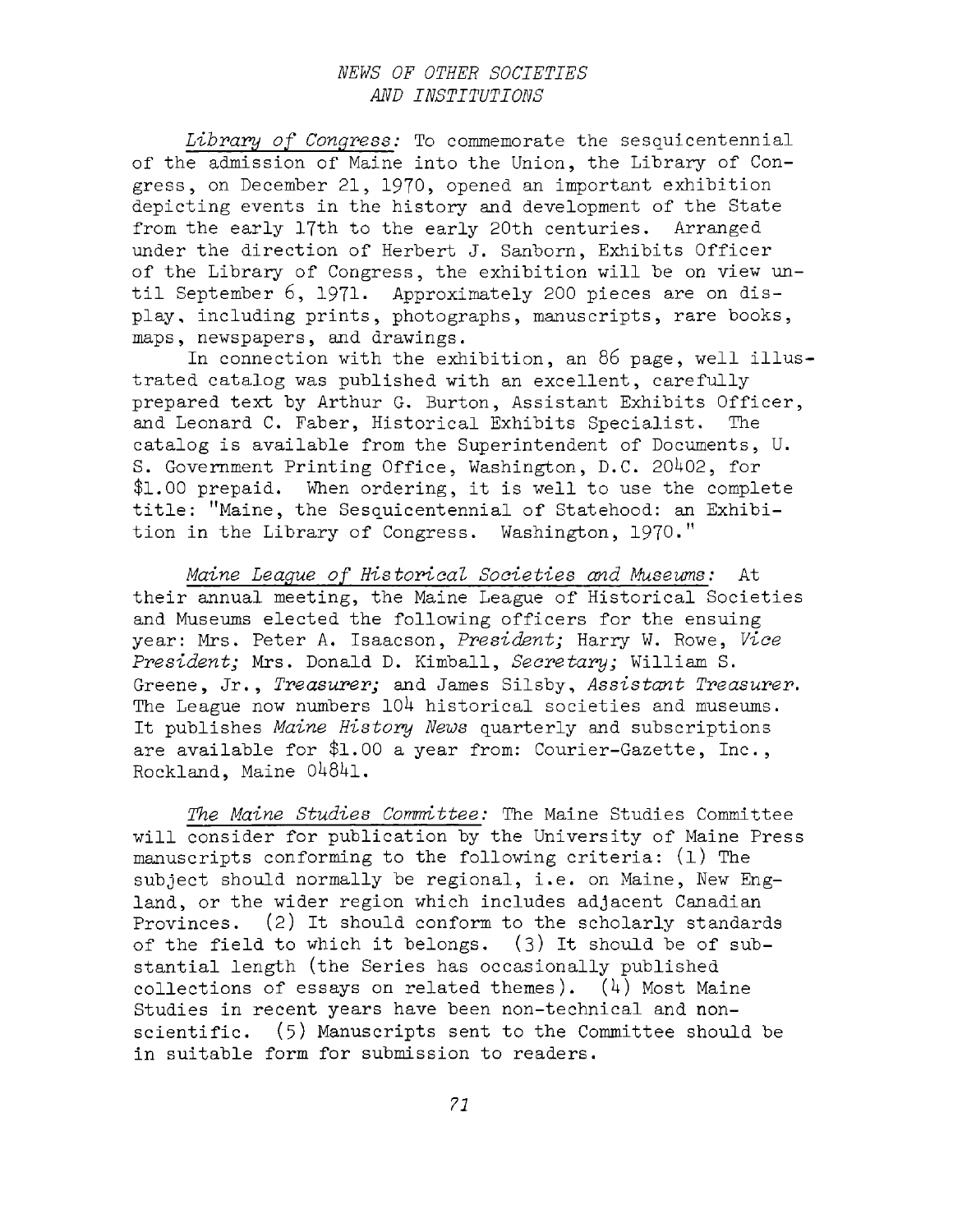## *NEWS OF OTHER SOCIETIES AND INSTITUTIONS*

*Library of Congress:* To commemorate the sesquicentennial of the admission of Maine into the Union, the Library of Congress, on December 21, 1970, opened an important exhibition depicting events in the history and development of the State from the early 17th to the early 20th centuries. Arranged under the direction of Herbert J. Sanborn, Exhibits Officer of the Library of Congress, the exhibition will be on view until September 6, 1971. Approximately 200 pieces are on display, including prints, photographs, manuscripts, rare books, maps, newspapers, and drawings.

In connection with the exhibition, an 86 page, well illustrated catalog was published with an excellent, carefully prepared text by Arthur G. Burton, Assistant Exhibits Officer, and Leonard C. Faber, Historical Exhibits Specialist. The catalog is available from the Superintendent of Documents, U. S. Government Printing Office, Washington, D.C. 20402, for $1.00 prepaid. When ordering, it is well to use the complete title: "Maine, the Sesquicentennial of Statehood: an Exhibition in the Library of Congress. Washington, 1970."

*Maine League of Historical Societies and Museums:* At their annual meeting, the Maine League of Historical Societies and Museums elected the following officers for the ensuing year: Mrs. Peter A. Isaacson, *President;* Harry W. Rowe, *Vice President;* Mrs. Donald D. Kimball, *Secretary;* William S. Greene, Jr., *Treasurer;* and James Silsby, *Assistant Treasurer.* The League now numbers 104 historical societies and museums. It publishes *Maine History News* quarterly and subscriptions are available for $1.00 a year from: Courier-Gazette, Inc., Rockland, Maine 04841.

*The Maine Studies Committee:* The Maine Studies Committee will consider for publication by the University of Maine Press manuscripts conforming to the following criteria: (1) The subject should normally be regional, i.e. on Maine, New England, or the wider region which includes adjacent Canadian Provinces. (2) It should conform to the scholarly standards of the field to which it belongs. (3) It should be of substantial length (the Series has occasionally published collections of essays on related themes). (4) Most Maine Studies in recent years have been non-technical and non-scientific. (5) Manuscripts sent to the Committee should be in suitable form for submission to readers.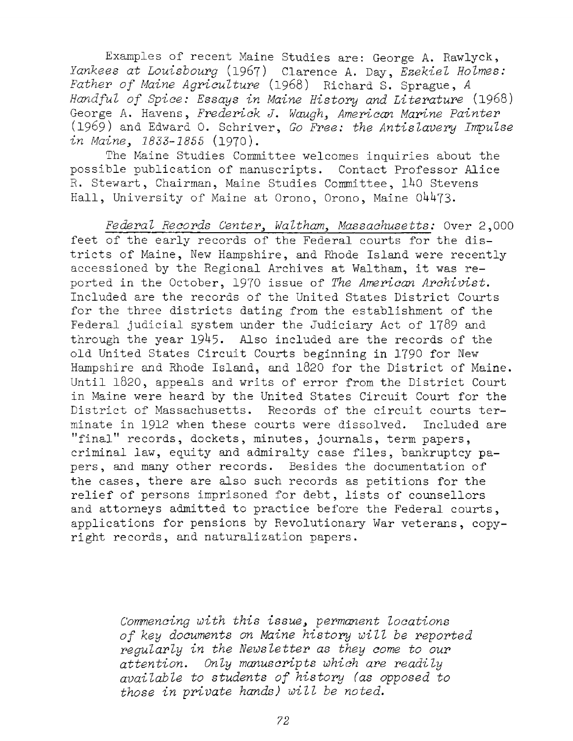Examples of recent Maine Studies are: George A. Rawlyck, *Yankees at Louisbourg* (1967) Clarence A. Day, *Ezekiel Holmes: Father of Maine Agriculture* (1968) Richard S. Sprague, *A Handful of Spice: Essays in Maine History and Literature* (1968) George A. Havens, *Frederick J. Waugh, American Marine Painter* (1969) and Edward O. Schriver, *Go Free: the Antislavery Impulse in Maine, 1833-1855* (1970).

The Maine Studies Committee welcomes inquiries about the possible publication of manuscripts. Contact Professor Alice R. Stewart, Chairman, Maine Studies Committee, 140 Stevens Hall, University of Maine at Orono, Orono, Maine 04473.

*Federal Records Center, Waltham, Massachusetts:* Over 2,000 feet of the early records of the Federal courts for the districts of Maine, New Hampshire, and Rhode Island were recently accessioned by the Regional Archives at Waltham, it was reported in the October, 1970 issue of *The American Archivist*. Included are the records of the United States District Courts for the three districts dating from the establishment of the Federal judicial system under the Judiciary Act of 1789 and through the year 1945. Also included are the records of the old United States Circuit Courts beginning in 1790 for New Hampshire and Rhode Island, and 1820 for the District of Maine. Until 1820, appeals and writs of error from the District Court in Maine were heard by the United States Circuit Court for the District of Massachusetts. Records of the circuit courts terminate in 1912 when these courts were dissolved. Included are "final" records, dockets, minutes, journals, term papers, criminal law, equity and admiralty case files, bankruptcy papers, and many other records. Besides the documentation of the cases, there are also such records as petitions for the relief of persons imprisoned for debt, lists of counsellors and attorneys admitted to practice before the Federal courts, applications for pensions by Revolutionary War veterans, copyright records, and naturalization papers.

*Commencing with this issue, permanent locations of key documents on Maine history will be reported regularly in the Newsletter as they come to our attention. Only manuscripts which are readily available to students of history (as opposed to those in private hands) will be noted.*